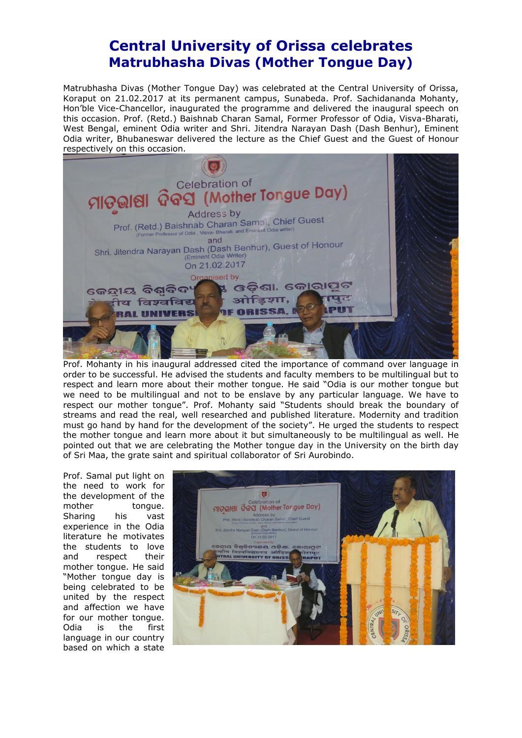# Central University of Orissa celebrates Matrubhasha Divas (Mother Tongue Day)

Matrubhasha Divas (Mother Tongue Day) was celebrated at the Central University of Orissa, Koraput on 21.02.2017 at its permanent campus, Sunabeda. Prof. Sachidananda Mohanty, Hon'ble Vice-Chancellor, inaugurated the programme and delivered the inaugural speech on this occasion. Prof. (Retd.) Baishnab Charan Samal, Former Professor of Odia, Visva-Bharati, West Bengal, eminent Odia writer and Shri. Jitendra Narayan Dash (Dash Benhur), Eminent Odia writer, Bhubaneswar delivered the lecture as the Chief Guest and the Guest of Honour respectively on this occasion.

Prof. Mohanty in his inaugural addressed cited the importance of command over language in order to be successful. He advised the students and faculty members to be multilingual but to respect and learn more about their mother tongue. He said "Odia is our mother tongue but we need to be multilingual and not to be enslave by any particular language. We have to respect our mother tongue". Prof. Mohanty said "Students should break the boundary of streams and read the real, well researched and published literature. Modernity and tradition must go hand by hand for the development of the society". He urged the students to respect the mother tongue and learn more about it but simultaneously to be multilingual as well. He pointed out that we are celebrating the Mother tongue day in the University on the birth day of Sri Maa, the grate saint and spiritual collaborator of Sri Aurobindo.

Prof. Samal put light on the need to work for the development of the mother tongue. Sharing his vast experience in the Odia literature he motivates the students to love and respect their mother tongue. He said "Mother tongue day is being celebrated to be united by the respect and affection we have for our mother tongue. Odia is the first language in our country based on which a state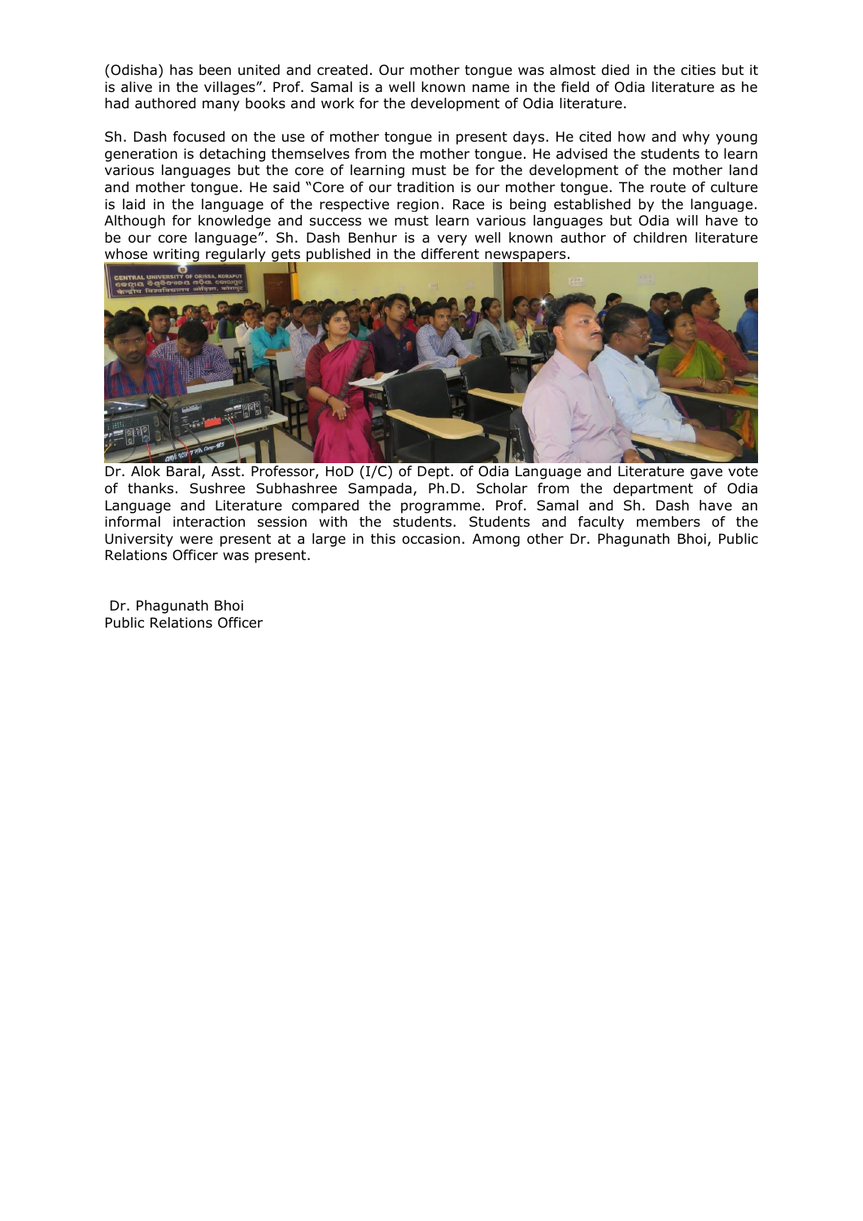(Odisha) has been united and created. Our mother tongue was almost died in the cities but it is alive in the villages". Prof. Samal is a well known name in the field of Odia literature as he had authored many books and work for the development of Odia literature.

Sh. Dash focused on the use of mother tongue in present days. He cited how and why young generation is detaching themselves from the mother tongue. He advised the students to learn various languages but the core of learning must be for the development of the mother land and mother tongue. He said "Core of our tradition is our mother tongue. The route of culture is laid in the language of the respective region. Race is being established by the language. Although for knowledge and success we must learn various languages but Odia will have to be our core language". Sh. Dash Benhur is a very well known author of children literature whose writing regularly gets published in the different newspapers.

Dr. Alok Baral, Asst. Professor, HoD (I/C) of Dept. of Odia Language and Literature gave vote of thanks. Sushree Subhashree Sampada, Ph.D. Scholar from the department of Odia Language and Literature compared the programme. Prof. Samal and Sh. Dash have an informal interaction session with the students. Students and faculty members of the University were present at a large in this occasion. Among other Dr. Phagunath Bhoi, Public Relations Officer was present.

Dr. Phagunath Bhoi
Public Relations Officer